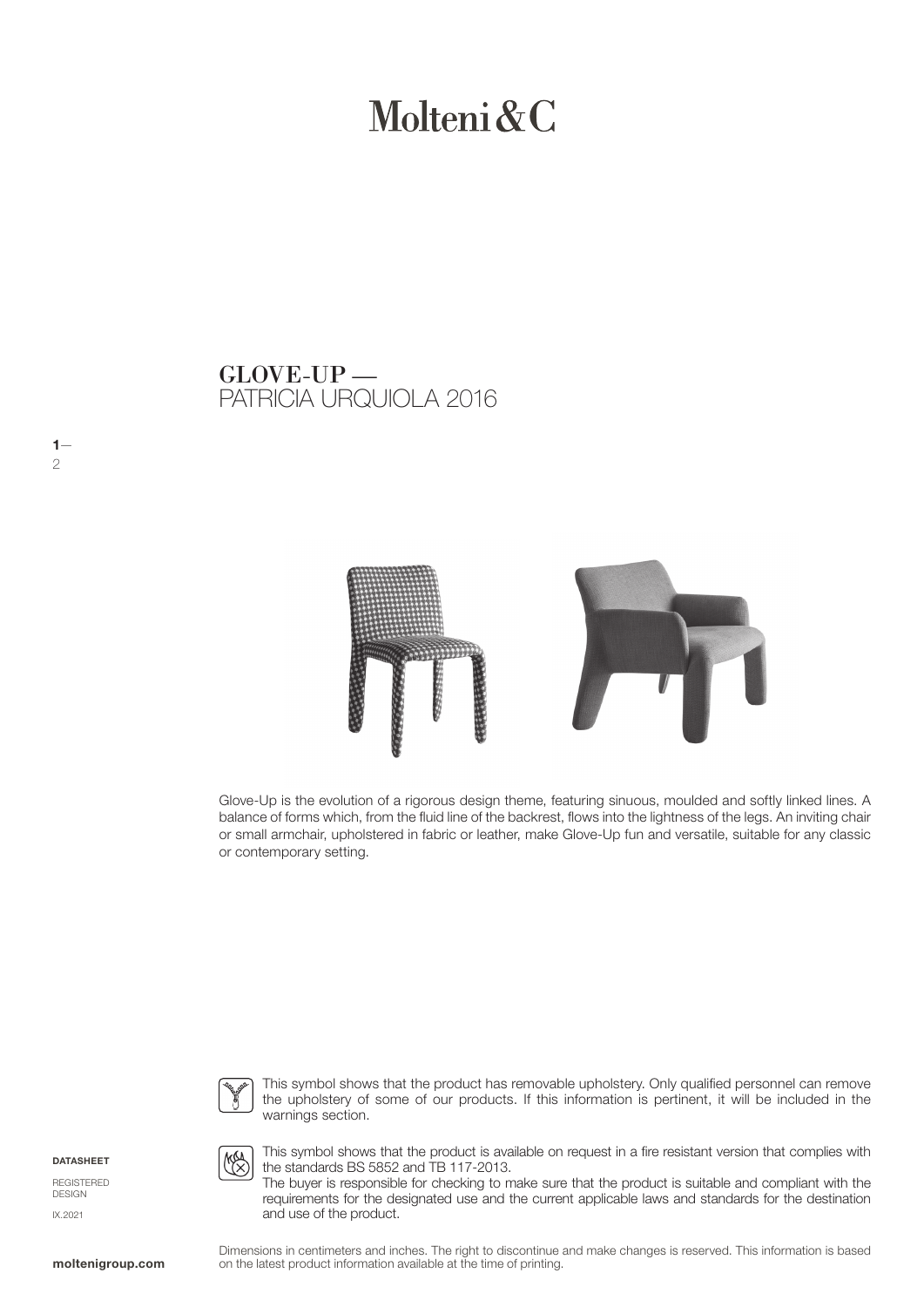# Molteni&C

## GLOVE-UP — PATRICIA URQUIOLA 2016

Glove-Up is the evolution of a rigorous design theme, featuring sinuous, moulded and softly linked lines. A balance of forms which, from the fluid line of the backrest, flows into the lightness of the legs. An inviting chair or small armchair, upholstered in fabric or leather, make Glove-Up fun and versatile, suitable for any classic or contemporary setting.

This symbol shows that the product has removable upholstery. Only qualified personnel can remove the upholstery of some of our products. If this information is pertinent, it will be included in the warnings section.

This symbol shows that the product is available on request in a fire resistant version that complies with the standards BS 5852 and TB 117-2013.
The buyer is responsible for checking to make sure that the product is suitable and compliant with the requirements for the designated use and the current applicable laws and standards for the destination and use of the product.

**DATASHEET**

REGISTERED DESIGN

IX.2021

Dimensions in centimeters and inches. The right to discontinue and make changes is reserved. This information is based on the latest product information available at the time of printing.

**moltenigroup.com**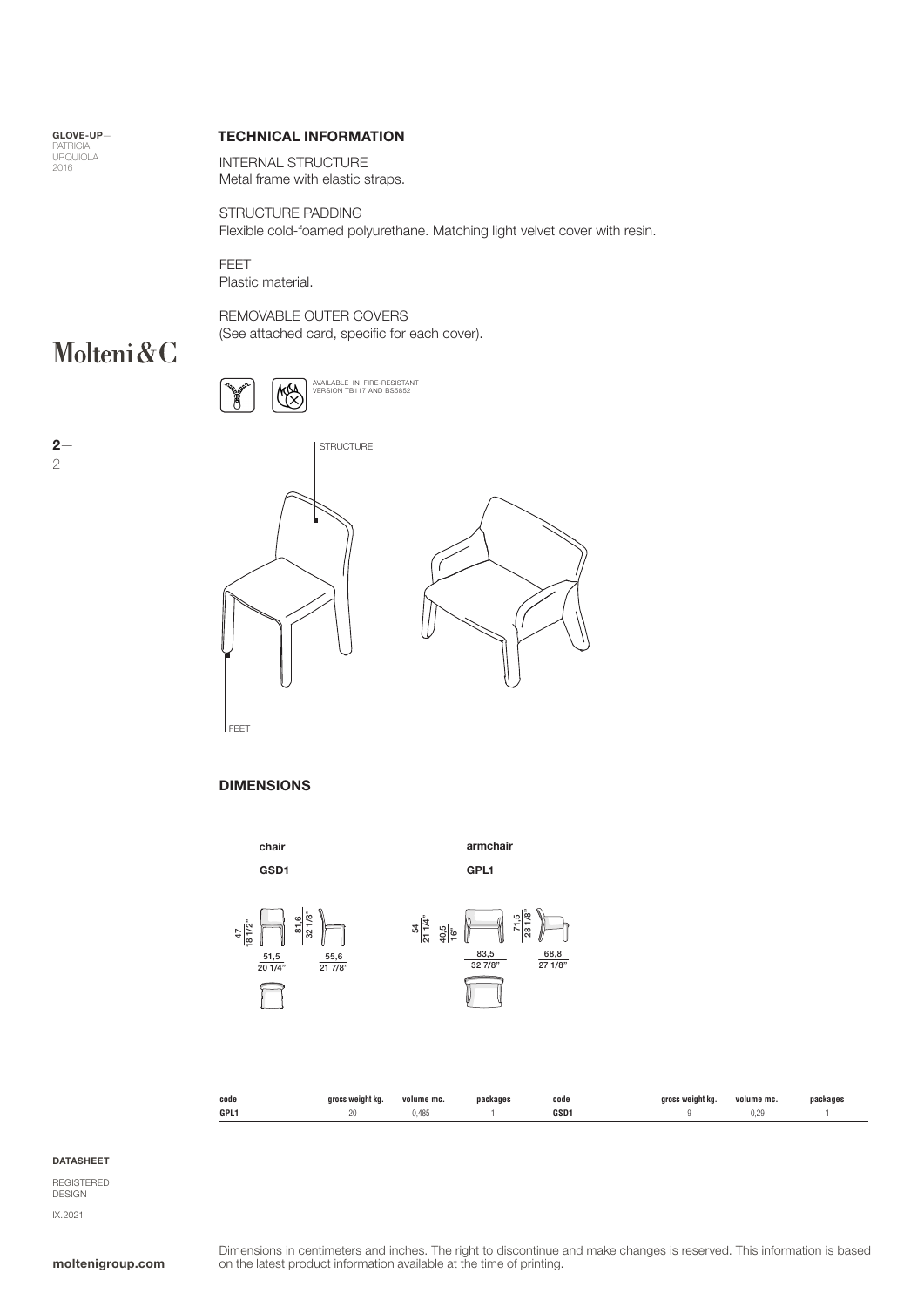GLOVE-UP—
PATRICIA URQUIOLA
2016

Molteni&C

## TECHNICAL INFORMATION

INTERNAL STRUCTURE
Metal frame with elastic straps.

STRUCTURE PADDING
Flexible cold-foamed polyurethane. Matching light velvet cover with resin.

FEET
Plastic material.

REMOVABLE OUTER COVERS
(See attached card, specific for each cover).

AVAILABLE IN FIRE-RESISTANT VERSION TB117 AND BS5852

STRUCTURE

FEET

## DIMENSIONS

**chair**

**GSD1**

47
18 1/2"

81,6
32 1/8"

51,5
20 1/4"

55,6
21 7/8"

**armchair**

**GPL1**

54
21 1/4"

40,5
16"

71,5
28 1/8"

83,5
32 7/8"

68,8
27 1/8"

| code | gross weight kg. | volume mc. | packages | code | gross weight kg. | volume mc. | packages |
|---|---|---|---|---|---|---|---|
| GPL1 | 20 | 0,485 | 1 | GSD1 | 9 | 0,29 | 1 |

**DATASHEET**

REGISTERED DESIGN

IX.2021

**moltenigroup.com**

Dimensions in centimeters and inches. The right to discontinue and make changes is reserved. This information is based on the latest product information available at the time of printing.